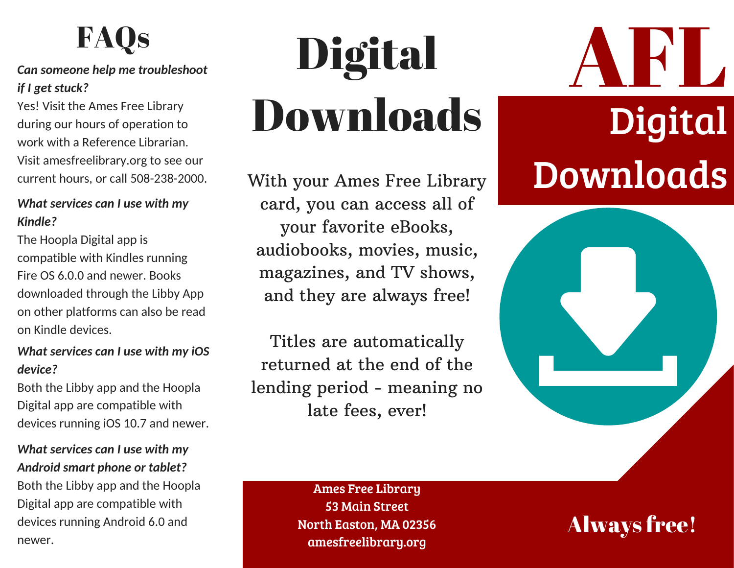# FAQs

***Can someone help me troubleshoot if I get stuck?***

Yes! Visit the Ames Free Library during our hours of operation to work with a Reference Librarian. Visit amesfreelibrary.org to see our current hours, or call 508-238-2000.

***What services can I use with my Kindle?***

The Hoopla Digital app is compatible with Kindles running Fire OS 6.0.0 and newer. Books downloaded through the Libby App on other platforms can also be read on Kindle devices.

***What services can I use with my iOS device?***

Both the Libby app and the Hoopla Digital app are compatible with devices running iOS 10.7 and newer.

***What services can I use with my Android smart phone or tablet?***

Both the Libby app and the Hoopla Digital app are compatible with devices running Android 6.0 and newer.

# Digital Downloads

With your Ames Free Library card, you can access all of your favorite eBooks, audiobooks, movies, music, magazines, and TV shows, and they are always free!

Titles are automatically returned at the end of the lending period - meaning no late fees, ever!

**Ames Free Library**
**53 Main Street**
**North Easton, MA 02356**
**amesfreelibrary.org**

# AFL

## Digital Downloads

**Always free!**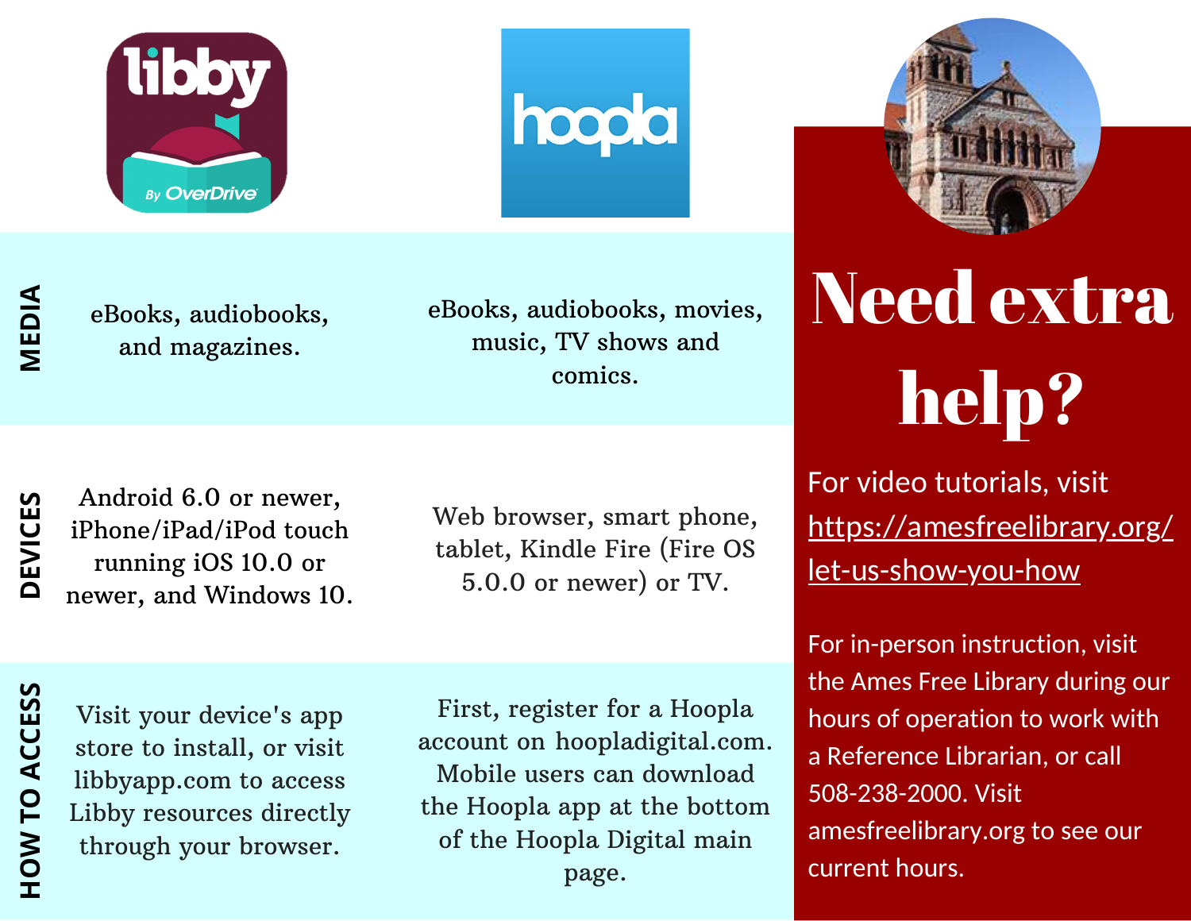| | libby (By OverDrive) | hoopla |
| --- | --- | --- |
| **MEDIA** | eBooks, audiobooks, and magazines. | eBooks, audiobooks, movies, music, TV shows and comics. |
| **DEVICES** | Android 6.0 or newer, iPhone/iPad/iPod touch running iOS 10.0 or newer, and Windows 10. | Web browser, smart phone, tablet, Kindle Fire (Fire OS 5.0.0 or newer) or TV. |
| **HOW TO ACCESS** | Visit your device's app store to install, or visit libbyapp.com to access Libby resources directly through your browser. | First, register for a Hoopla account on hoopladigital.com. Mobile users can download the Hoopla app at the bottom of the Hoopla Digital main page. |

# Need extra help?

For video tutorials, visit https://amesfreelibrary.org/let-us-show-you-how

For in-person instruction, visit the Ames Free Library during our hours of operation to work with a Reference Librarian, or call 508-238-2000. Visit amesfreelibrary.org to see our current hours.